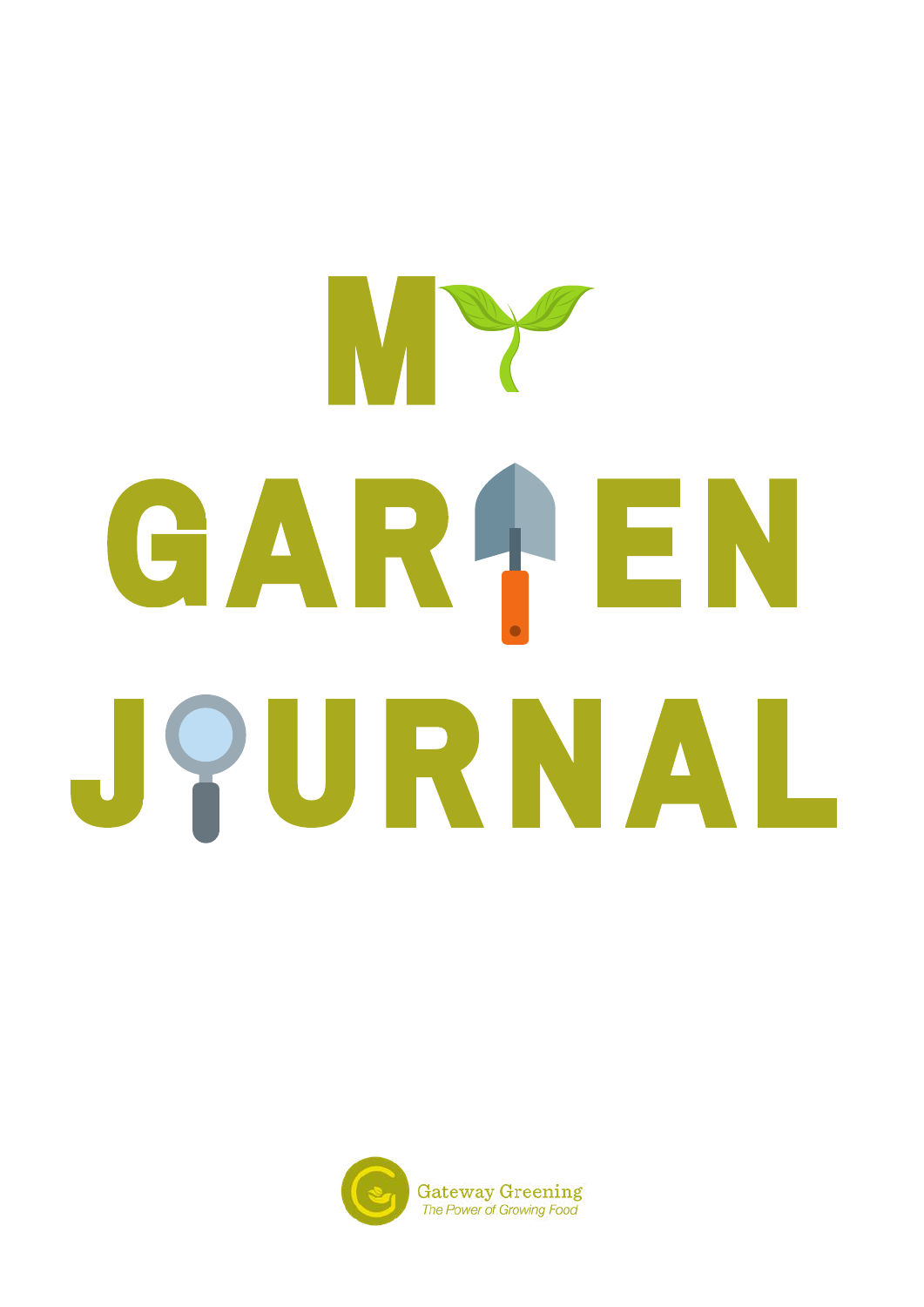# MY GARDEN JOURNAL

Gateway Greening

*The Power of Growing Food*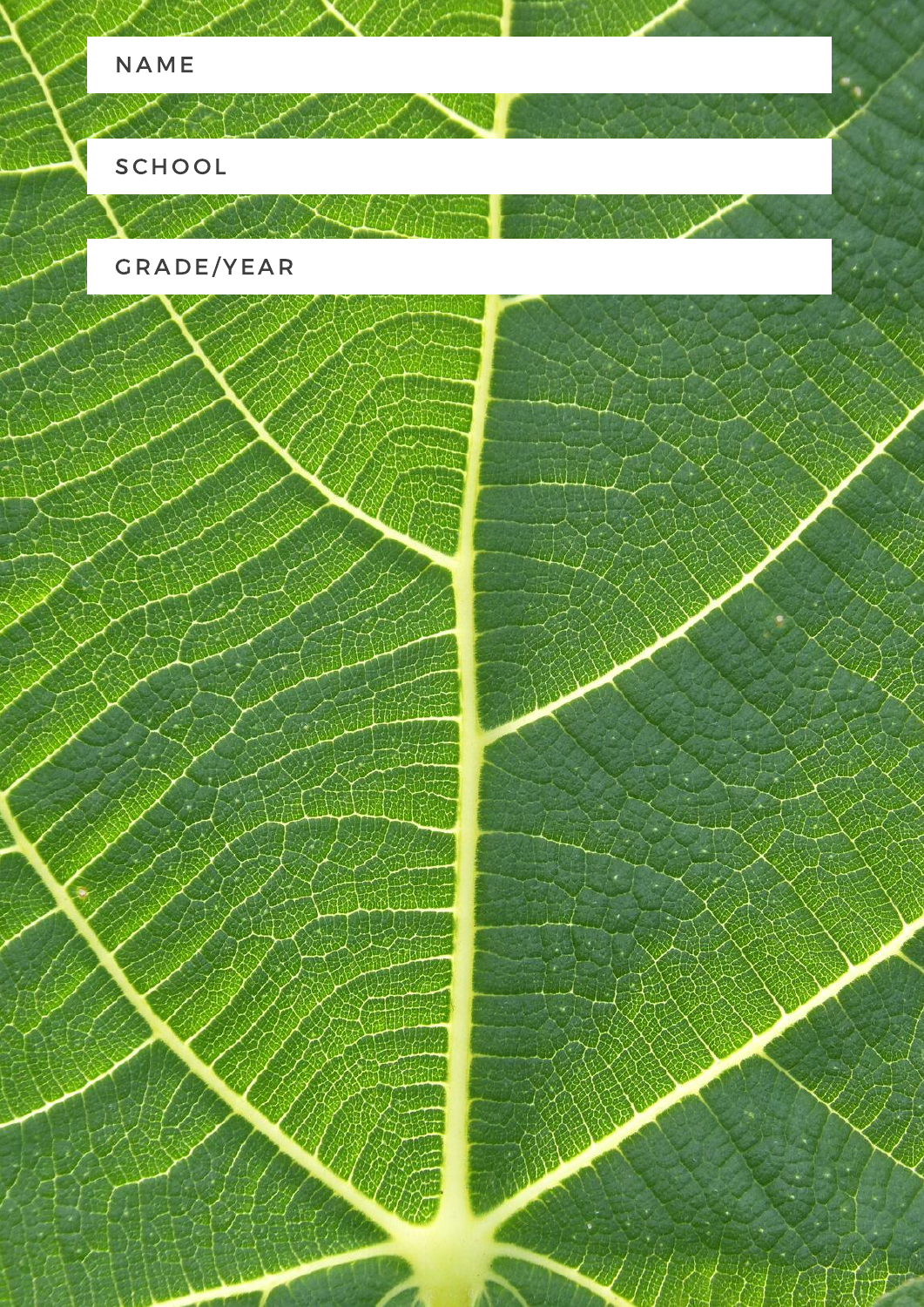NAME

SCHOOL

GRADE/YEAR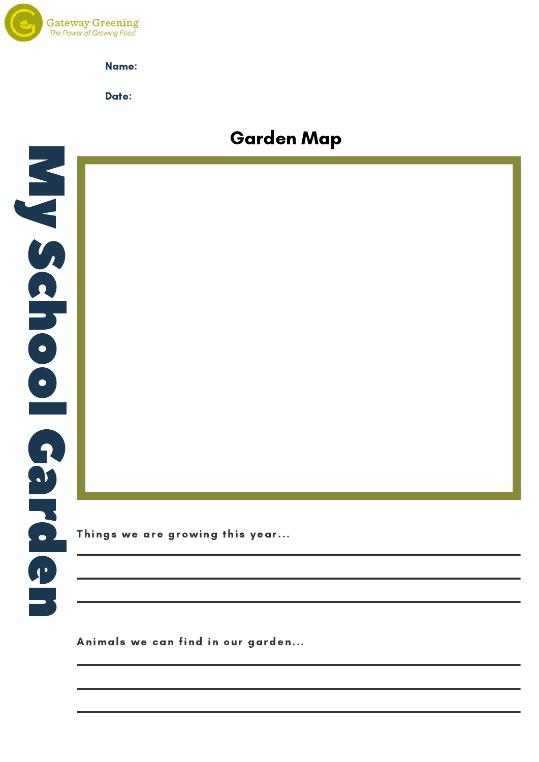Gateway Greening
*The Power of Growing Food*

**Name:**

**Date:**

# My School Garden

## Garden Map

Things we are growing this year...

Animals we can find in our garden...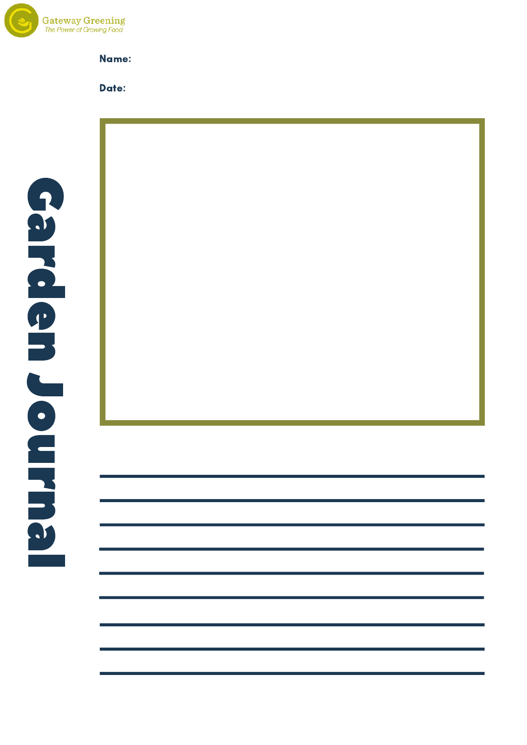Gateway Greening
*The Power of Growing Food*

# Garden Journal

**Name:**

**Date:**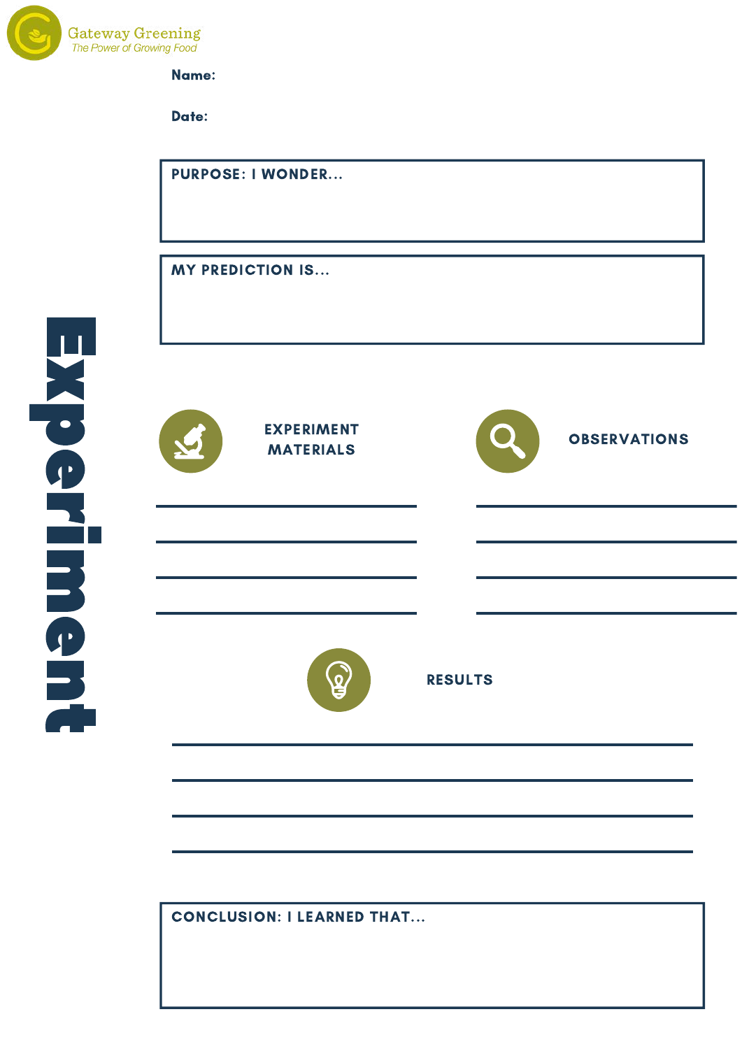Gateway Greening
*The Power of Growing Food*

# Experiment

**Name:**

**Date:**

**PURPOSE: I WONDER...**

**MY PREDICTION IS...**

## EXPERIMENT MATERIALS

## OBSERVATIONS

## RESULTS

**CONCLUSION: I LEARNED THAT...**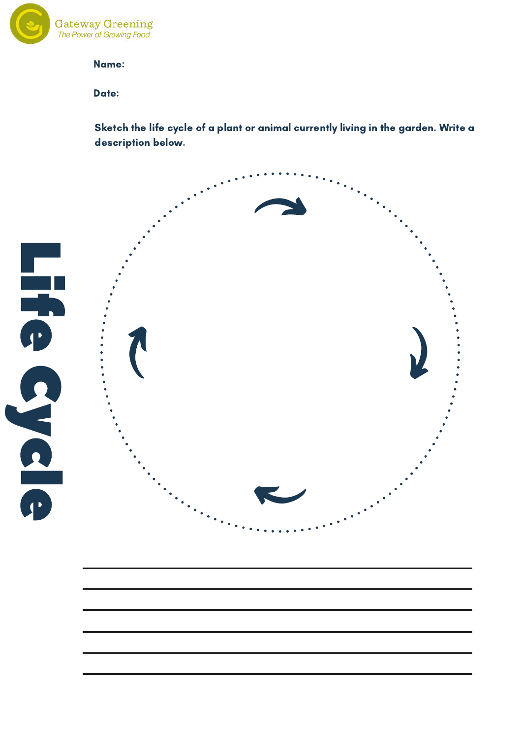Gateway Greening
*The Power of Growing Food*

# Life Cycle

**Name:**

**Date:**

**Sketch the life cycle of a plant or animal currently living in the garden. Write a description below.**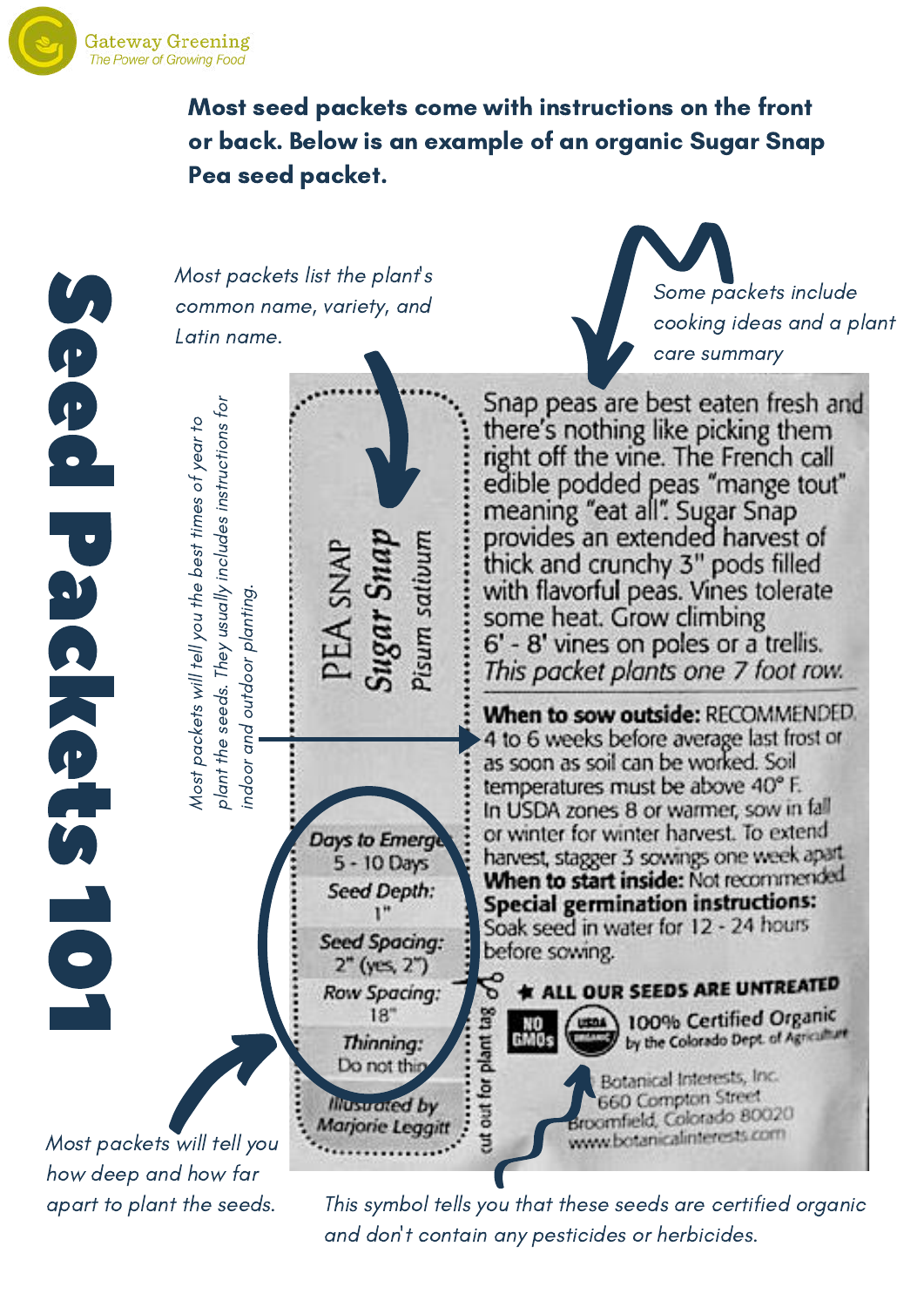Gateway Greening
*The Power of Growing Food*

# Seed Packets 101

**Most seed packets come with instructions on the front or back. Below is an example of an organic Sugar Snap Pea seed packet.**

*Most packets list the plant's common name, variety, and Latin name.*

*Some packets include cooking ideas and a plant care summary*

*Most packets will tell you the best times of year to plant the seeds. They usually includes instructions for indoor and outdoor planting.*

PEA SNAP
***Sugar Snap***
*Pisum sativum*

Snap peas are best eaten fresh and there's nothing like picking them right off the vine. The French call edible podded peas "mange tout" meaning "eat all". Sugar Snap provides an extended harvest of thick and crunchy 3" pods filled with flavorful peas. Vines tolerate some heat. Grow climbing 6' - 8' vines on poles or a trellis. *This packet plants one 7 foot row.*

**When to sow outside:** RECOMMENDED. 4 to 6 weeks before average last frost or as soon as soil can be worked. Soil temperatures must be above 40° F. In USDA zones 8 or warmer, sow in fall or winter for winter harvest. To extend harvest, stagger 3 sowings one week apart. **When to start inside:** Not recommended. **Special germination instructions:** Soak seed in water for 12 - 24 hours before sowing.

*Days to Emerge:* 5 - 10 Days
*Seed Depth:* 1"
*Seed Spacing:* 2" (yes, 2")
*Row Spacing:* 18"
*Thinning:* Do not thin
*Illustrated by Marjorie Leggitt*

cut out for plant tag

★ **ALL OUR SEEDS ARE UNTREATED**

NO GMOs — USDA ORGANIC — 100% Certified Organic by the Colorado Dept. of Agriculture

Botanical Interests, Inc.
660 Compton Street
Broomfield, Colorado 80020
www.botanicalinterests.com

*Most packets will tell you how deep and how far apart to plant the seeds.*

*This symbol tells you that these seeds are certified organic and don't contain any pesticides or herbicides.*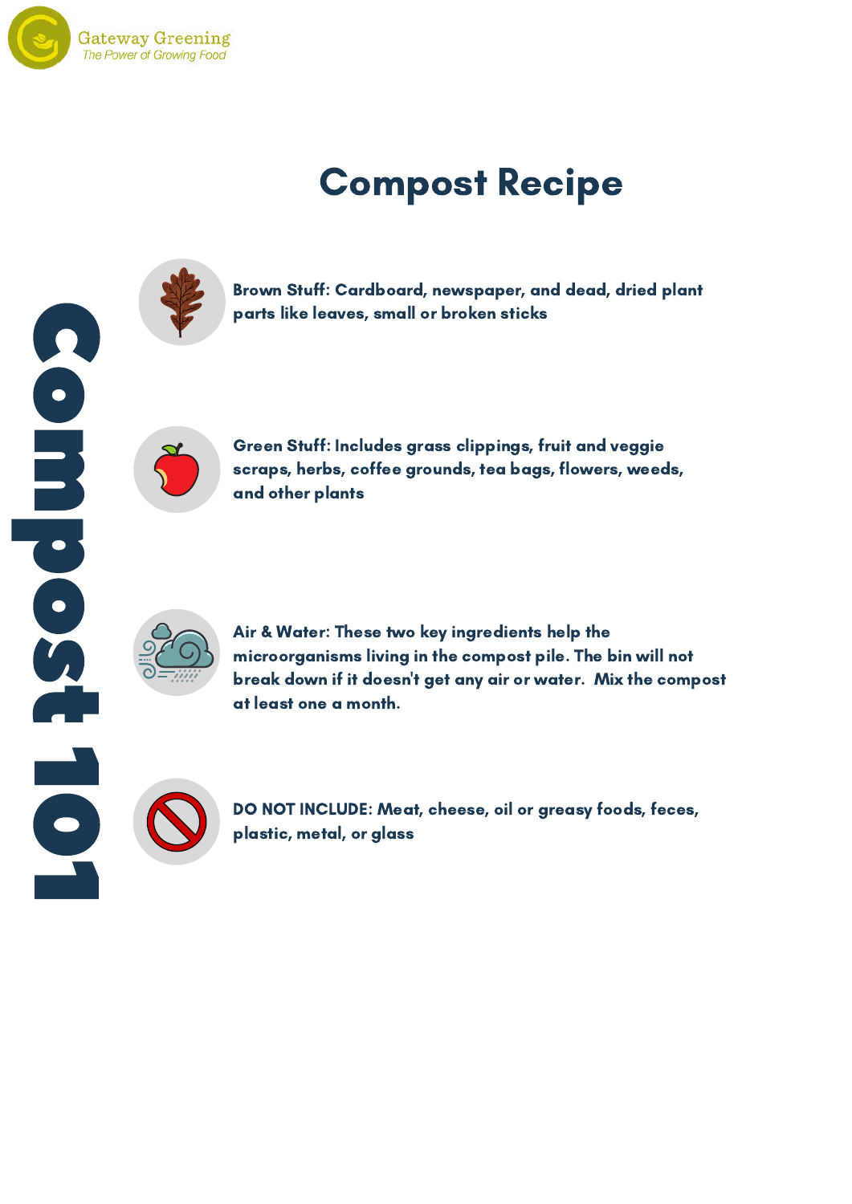Gateway Greening
*The Power of Growing Food*

# Compost 101

## Compost Recipe

**Brown Stuff: Cardboard, newspaper, and dead, dried plant parts like leaves, small or broken sticks**

**Green Stuff: Includes grass clippings, fruit and veggie scraps, herbs, coffee grounds, tea bags, flowers, weeds, and other plants**

**Air & Water: These two key ingredients help the microorganisms living in the compost pile. The bin will not break down if it doesn't get any air or water. Mix the compost at least one a month.**

**DO NOT INCLUDE: Meat, cheese, oil or greasy foods, feces, plastic, metal, or glass**